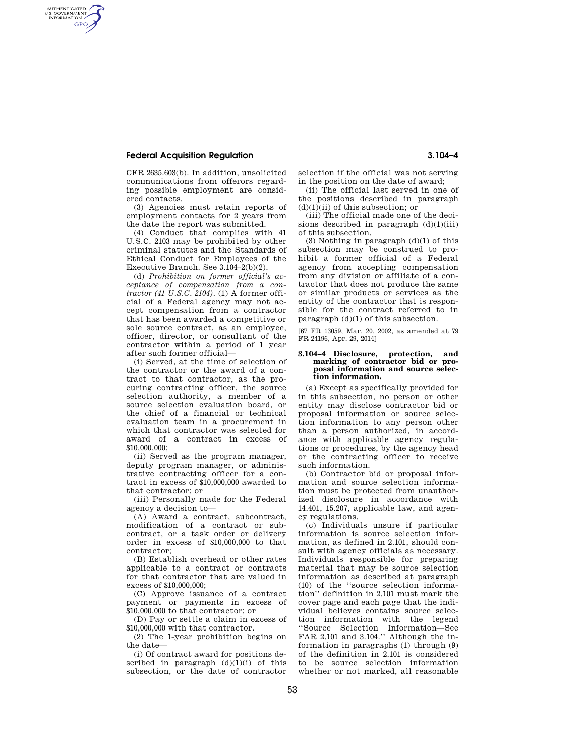CFR 2635.603(b). In addition, unsolicited communications from offerors regarding possible employment are considered contacts.

(3) Agencies must retain reports of employment contacts for 2 years from the date the report was submitted.

(4) Conduct that complies with 41 U.S.C. 2103 may be prohibited by other criminal statutes and the Standards of Ethical Conduct for Employees of the Executive Branch. See 3.104–2(b)(2).

(d) *Prohibition on former official's acceptance of compensation from a contractor (41 U.S.C. 2104).* (1) A former official of a Federal agency may not accept compensation from a contractor that has been awarded a competitive or sole source contract, as an employee, officer, director, or consultant of the contractor within a period of 1 year after such former official—

(i) Served, at the time of selection of the contractor or the award of a contract to that contractor, as the procuring contracting officer, the source selection authority, a member of a source selection evaluation board, or the chief of a financial or technical evaluation team in a procurement in which that contractor was selected for award of a contract in excess of $10,000,000;

(ii) Served as the program manager, deputy program manager, or administrative contracting officer for a contract in excess of $10,000,000 awarded to that contractor; or

(iii) Personally made for the Federal agency a decision to—

(A) Award a contract, subcontract, modification of a contract or subcontract, or a task order or delivery order in excess of $10,000,000 to that contractor;

(B) Establish overhead or other rates applicable to a contract or contracts for that contractor that are valued in excess of $10,000,000;

(C) Approve issuance of a contract payment or payments in excess of $10,000,000 to that contractor; or

(D) Pay or settle a claim in excess of $10,000,000 with that contractor.

(2) The 1-year prohibition begins on the date—

(i) Of contract award for positions described in paragraph (d)(1)(i) of this subsection, or the date of contractor selection if the official was not serving in the position on the date of award;

(ii) The official last served in one of the positions described in paragraph (d)(1)(ii) of this subsection; or

(iii) The official made one of the decisions described in paragraph (d)(1)(iii) of this subsection.

(3) Nothing in paragraph (d)(1) of this subsection may be construed to prohibit a former official of a Federal agency from accepting compensation from any division or affiliate of a contractor that does not produce the same or similar products or services as the entity of the contractor that is responsible for the contract referred to in paragraph (d)(1) of this subsection.

[67 FR 13059, Mar. 20, 2002, as amended at 79 FR 24196, Apr. 29, 2014]

### 3.104–4 Disclosure, protection, and marking of contractor bid or proposal information and source selection information.

(a) Except as specifically provided for in this subsection, no person or other entity may disclose contractor bid or proposal information or source selection information to any person other than a person authorized, in accordance with applicable agency regulations or procedures, by the agency head or the contracting officer to receive such information.

(b) Contractor bid or proposal information and source selection information must be protected from unauthorized disclosure in accordance with 14.401, 15.207, applicable law, and agency regulations.

(c) Individuals unsure if particular information is source selection information, as defined in 2.101, should consult with agency officials as necessary. Individuals responsible for preparing material that may be source selection information as described at paragraph (10) of the "source selection information" definition in 2.101 must mark the cover page and each page that the individual believes contains source selection information with the legend "Source Selection Information—See FAR 2.101 and 3.104." Although the information in paragraphs (1) through (9) of the definition in 2.101 is considered to be source selection information whether or not marked, all reasonable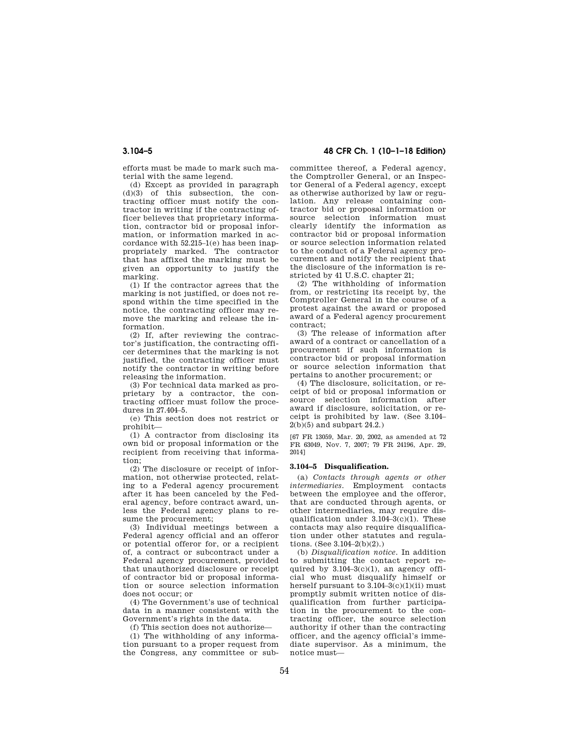efforts must be made to mark such material with the same legend.

(d) Except as provided in paragraph (d)(3) of this subsection, the contracting officer must notify the contractor in writing if the contracting officer believes that proprietary information, contractor bid or proposal information, or information marked in accordance with 52.215–1(e) has been inappropriately marked. The contractor that has affixed the marking must be given an opportunity to justify the marking.

(1) If the contractor agrees that the marking is not justified, or does not respond within the time specified in the notice, the contracting officer may remove the marking and release the information.

(2) If, after reviewing the contractor's justification, the contracting officer determines that the marking is not justified, the contracting officer must notify the contractor in writing before releasing the information.

(3) For technical data marked as proprietary by a contractor, the contracting officer must follow the procedures in 27.404–5.

(e) This section does not restrict or prohibit—

(1) A contractor from disclosing its own bid or proposal information or the recipient from receiving that information;

(2) The disclosure or receipt of information, not otherwise protected, relating to a Federal agency procurement after it has been canceled by the Federal agency, before contract award, unless the Federal agency plans to resume the procurement;

(3) Individual meetings between a Federal agency official and an offeror or potential offeror for, or a recipient of, a contract or subcontract under a Federal agency procurement, provided that unauthorized disclosure or receipt of contractor bid or proposal information or source selection information does not occur; or

(4) The Government's use of technical data in a manner consistent with the Government's rights in the data.

(f) This section does not authorize—

(1) The withholding of any information pursuant to a proper request from the Congress, any committee or subcommittee thereof, a Federal agency, the Comptroller General, or an Inspector General of a Federal agency, except as otherwise authorized by law or regulation. Any release containing contractor bid or proposal information or source selection information must clearly identify the information as contractor bid or proposal information or source selection information related to the conduct of a Federal agency procurement and notify the recipient that the disclosure of the information is restricted by 41 U.S.C. chapter 21;

(2) The withholding of information from, or restricting its receipt by, the Comptroller General in the course of a protest against the award or proposed award of a Federal agency procurement contract;

(3) The release of information after award of a contract or cancellation of a procurement if such information is contractor bid or proposal information or source selection information that pertains to another procurement; or

(4) The disclosure, solicitation, or receipt of bid or proposal information or source selection information after award if disclosure, solicitation, or receipt is prohibited by law. (See 3.104–2(b)(5) and subpart 24.2.)

[67 FR 13059, Mar. 20, 2002, as amended at 72 FR 63049, Nov. 7, 2007; 79 FR 24196, Apr. 29, 2014]

### 3.104–5 Disqualification.

(a) *Contacts through agents or other intermediaries.* Employment contacts between the employee and the offeror, that are conducted through agents, or other intermediaries, may require disqualification under 3.104–3(c)(1). These contacts may also require disqualification under other statutes and regulations. (See 3.104–2(b)(2).)

(b) *Disqualification notice.* In addition to submitting the contact report required by 3.104–3(c)(1), an agency official who must disqualify himself or herself pursuant to 3.104–3(c)(1)(ii) must promptly submit written notice of disqualification from further participation in the procurement to the contracting officer, the source selection authority if other than the contracting officer, and the agency official's immediate supervisor. As a minimum, the notice must—